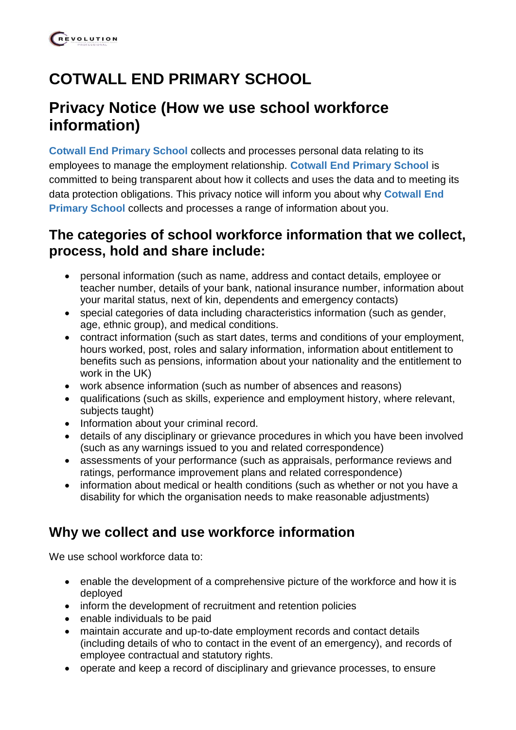# COTWALL END PRIMARY SCHOOL

## Privacy Notice (How we use school workforce information)

**Cotwall End Primary School** collects and processes personal data relating to its employees to manage the employment relationship. **Cotwall End Primary School** is committed to being transparent about how it collects and uses the data and to meeting its data protection obligations. This privacy notice will inform you about why **Cotwall End Primary School** collects and processes a range of information about you.

### The categories of school workforce information that we collect, process, hold and share include:

- personal information (such as name, address and contact details, employee or teacher number, details of your bank, national insurance number, information about your marital status, next of kin, dependents and emergency contacts)
- special categories of data including characteristics information (such as gender, age, ethnic group), and medical conditions.
- contract information (such as start dates, terms and conditions of your employment, hours worked, post, roles and salary information, information about entitlement to benefits such as pensions, information about your nationality and the entitlement to work in the UK)
- work absence information (such as number of absences and reasons)
- qualifications (such as skills, experience and employment history, where relevant, subjects taught)
- Information about your criminal record.
- details of any disciplinary or grievance procedures in which you have been involved (such as any warnings issued to you and related correspondence)
- assessments of your performance (such as appraisals, performance reviews and ratings, performance improvement plans and related correspondence)
- information about medical or health conditions (such as whether or not you have a disability for which the organisation needs to make reasonable adjustments)

### Why we collect and use workforce information

We use school workforce data to:

- enable the development of a comprehensive picture of the workforce and how it is deployed
- inform the development of recruitment and retention policies
- enable individuals to be paid
- maintain accurate and up-to-date employment records and contact details (including details of who to contact in the event of an emergency), and records of employee contractual and statutory rights.
- operate and keep a record of disciplinary and grievance processes, to ensure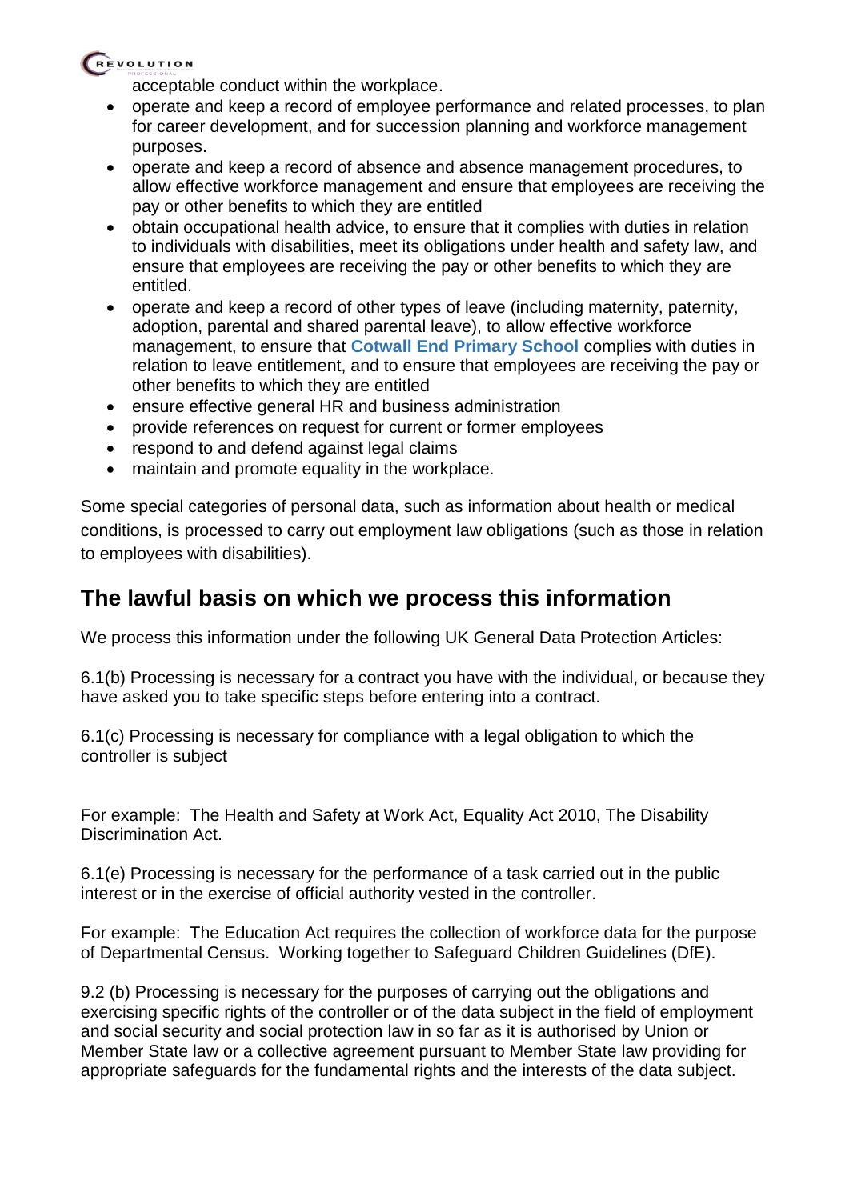acceptable conduct within the workplace.

- operate and keep a record of employee performance and related processes, to plan for career development, and for succession planning and workforce management purposes.
- operate and keep a record of absence and absence management procedures, to allow effective workforce management and ensure that employees are receiving the pay or other benefits to which they are entitled
- obtain occupational health advice, to ensure that it complies with duties in relation to individuals with disabilities, meet its obligations under health and safety law, and ensure that employees are receiving the pay or other benefits to which they are entitled.
- operate and keep a record of other types of leave (including maternity, paternity, adoption, parental and shared parental leave), to allow effective workforce management, to ensure that **Cotwall End Primary School** complies with duties in relation to leave entitlement, and to ensure that employees are receiving the pay or other benefits to which they are entitled
- ensure effective general HR and business administration
- provide references on request for current or former employees
- respond to and defend against legal claims
- maintain and promote equality in the workplace.

Some special categories of personal data, such as information about health or medical conditions, is processed to carry out employment law obligations (such as those in relation to employees with disabilities).

## The lawful basis on which we process this information

We process this information under the following UK General Data Protection Articles:

6.1(b) Processing is necessary for a contract you have with the individual, or because they have asked you to take specific steps before entering into a contract.

6.1(c) Processing is necessary for compliance with a legal obligation to which the controller is subject

For example: The Health and Safety at Work Act, Equality Act 2010, The Disability Discrimination Act.

6.1(e) Processing is necessary for the performance of a task carried out in the public interest or in the exercise of official authority vested in the controller.

For example: The Education Act requires the collection of workforce data for the purpose of Departmental Census. Working together to Safeguard Children Guidelines (DfE).

9.2 (b) Processing is necessary for the purposes of carrying out the obligations and exercising specific rights of the controller or of the data subject in the field of employment and social security and social protection law in so far as it is authorised by Union or Member State law or a collective agreement pursuant to Member State law providing for appropriate safeguards for the fundamental rights and the interests of the data subject.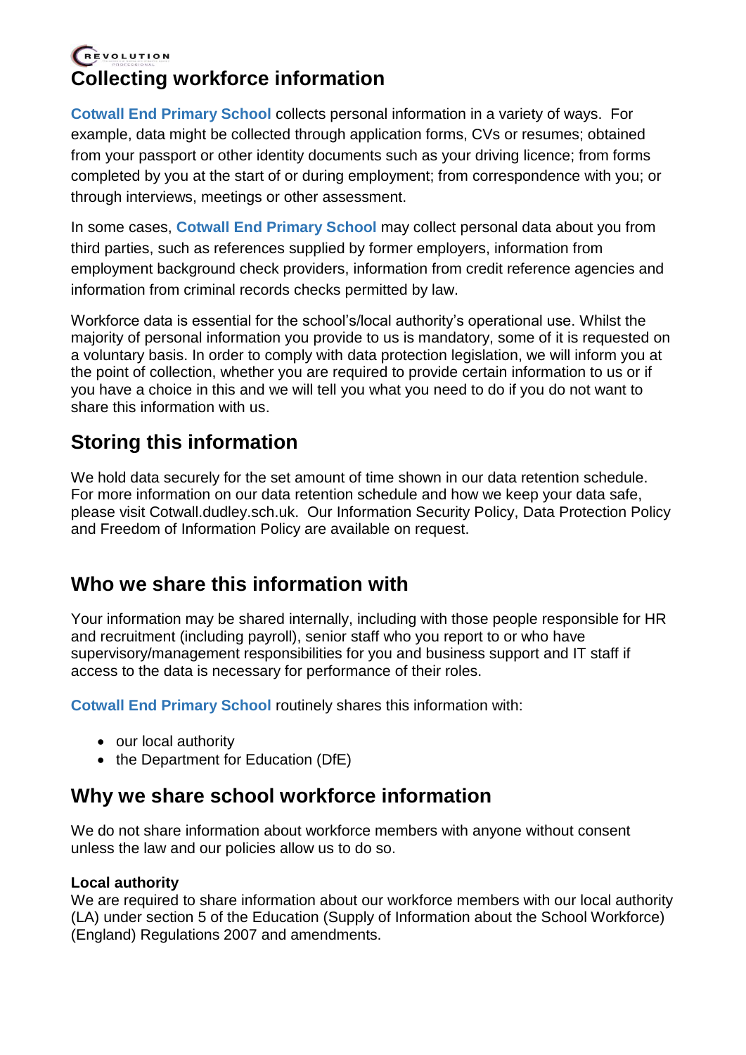## Collecting workforce information

**Cotwall End Primary School** collects personal information in a variety of ways. For example, data might be collected through application forms, CVs or resumes; obtained from your passport or other identity documents such as your driving licence; from forms completed by you at the start of or during employment; from correspondence with you; or through interviews, meetings or other assessment.

In some cases, **Cotwall End Primary School** may collect personal data about you from third parties, such as references supplied by former employers, information from employment background check providers, information from credit reference agencies and information from criminal records checks permitted by law.

Workforce data is essential for the school's/local authority's operational use. Whilst the majority of personal information you provide to us is mandatory, some of it is requested on a voluntary basis. In order to comply with data protection legislation, we will inform you at the point of collection, whether you are required to provide certain information to us or if you have a choice in this and we will tell you what you need to do if you do not want to share this information with us.

## Storing this information

We hold data securely for the set amount of time shown in our data retention schedule. For more information on our data retention schedule and how we keep your data safe, please visit Cotwall.dudley.sch.uk. Our Information Security Policy, Data Protection Policy and Freedom of Information Policy are available on request.

## Who we share this information with

Your information may be shared internally, including with those people responsible for HR and recruitment (including payroll), senior staff who you report to or who have supervisory/management responsibilities for you and business support and IT staff if access to the data is necessary for performance of their roles.

**Cotwall End Primary School** routinely shares this information with:

- our local authority
- the Department for Education (DfE)

## Why we share school workforce information

We do not share information about workforce members with anyone without consent unless the law and our policies allow us to do so.

**Local authority**

We are required to share information about our workforce members with our local authority (LA) under section 5 of the Education (Supply of Information about the School Workforce) (England) Regulations 2007 and amendments.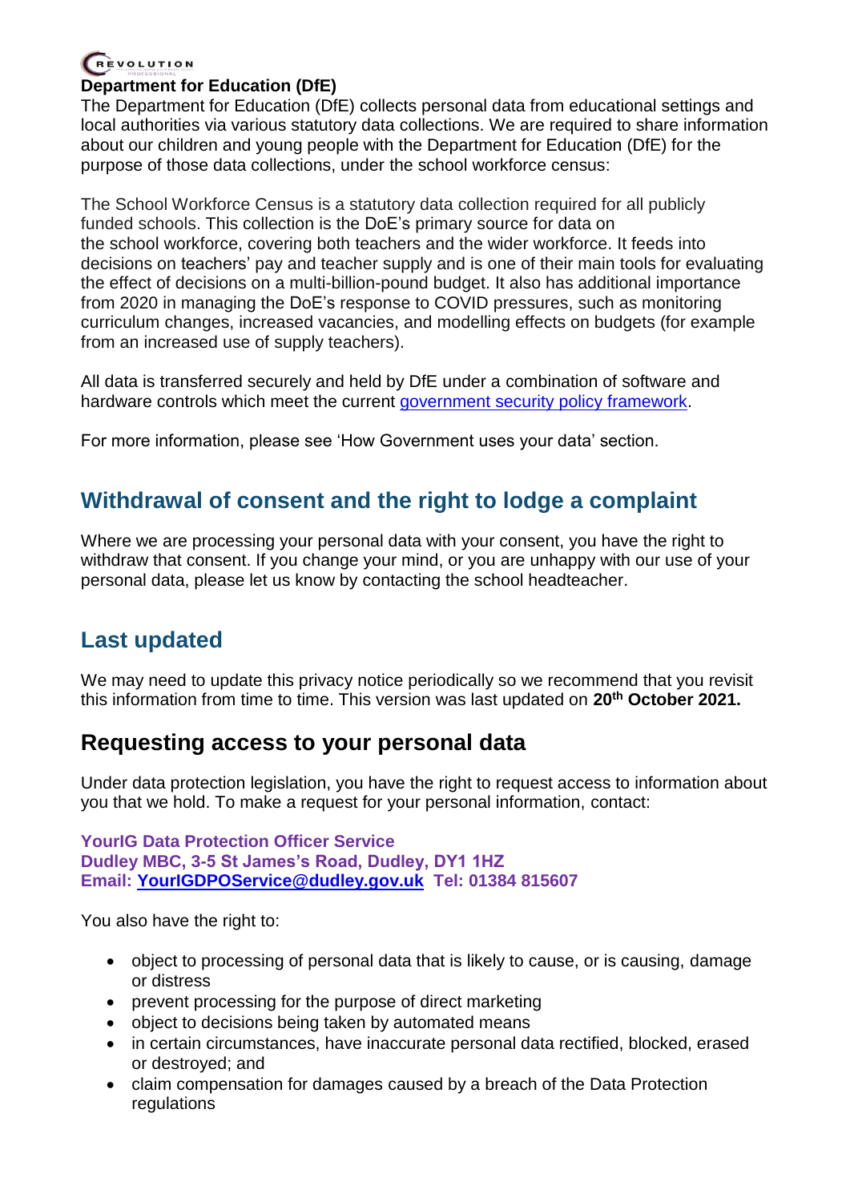**Department for Education (DfE)**

The Department for Education (DfE) collects personal data from educational settings and local authorities via various statutory data collections. We are required to share information about our children and young people with the Department for Education (DfE) for the purpose of those data collections, under the school workforce census:

The School Workforce Census is a statutory data collection required for all publicly funded schools. This collection is the DoE's primary source for data on the school workforce, covering both teachers and the wider workforce. It feeds into decisions on teachers' pay and teacher supply and is one of their main tools for evaluating the effect of decisions on a multi-billion-pound budget. It also has additional importance from 2020 in managing the DoE's response to COVID pressures, such as monitoring curriculum changes, increased vacancies, and modelling effects on budgets (for example from an increased use of supply teachers).

All data is transferred securely and held by DfE under a combination of software and hardware controls which meet the current government security policy framework.

For more information, please see 'How Government uses your data' section.

## Withdrawal of consent and the right to lodge a complaint

Where we are processing your personal data with your consent, you have the right to withdraw that consent. If you change your mind, or you are unhappy with our use of your personal data, please let us know by contacting the school headteacher.

## Last updated

We may need to update this privacy notice periodically so we recommend that you revisit this information from time to time. This version was last updated on **20th October 2021.**

## Requesting access to your personal data

Under data protection legislation, you have the right to request access to information about you that we hold. To make a request for your personal information, contact:

**YourIG Data Protection Officer Service**
**Dudley MBC, 3-5 St James's Road, Dudley, DY1 1HZ**
**Email: YourIGDPOService@dudley.gov.uk Tel: 01384 815607**

You also have the right to:

- object to processing of personal data that is likely to cause, or is causing, damage or distress
- prevent processing for the purpose of direct marketing
- object to decisions being taken by automated means
- in certain circumstances, have inaccurate personal data rectified, blocked, erased or destroyed; and
- claim compensation for damages caused by a breach of the Data Protection regulations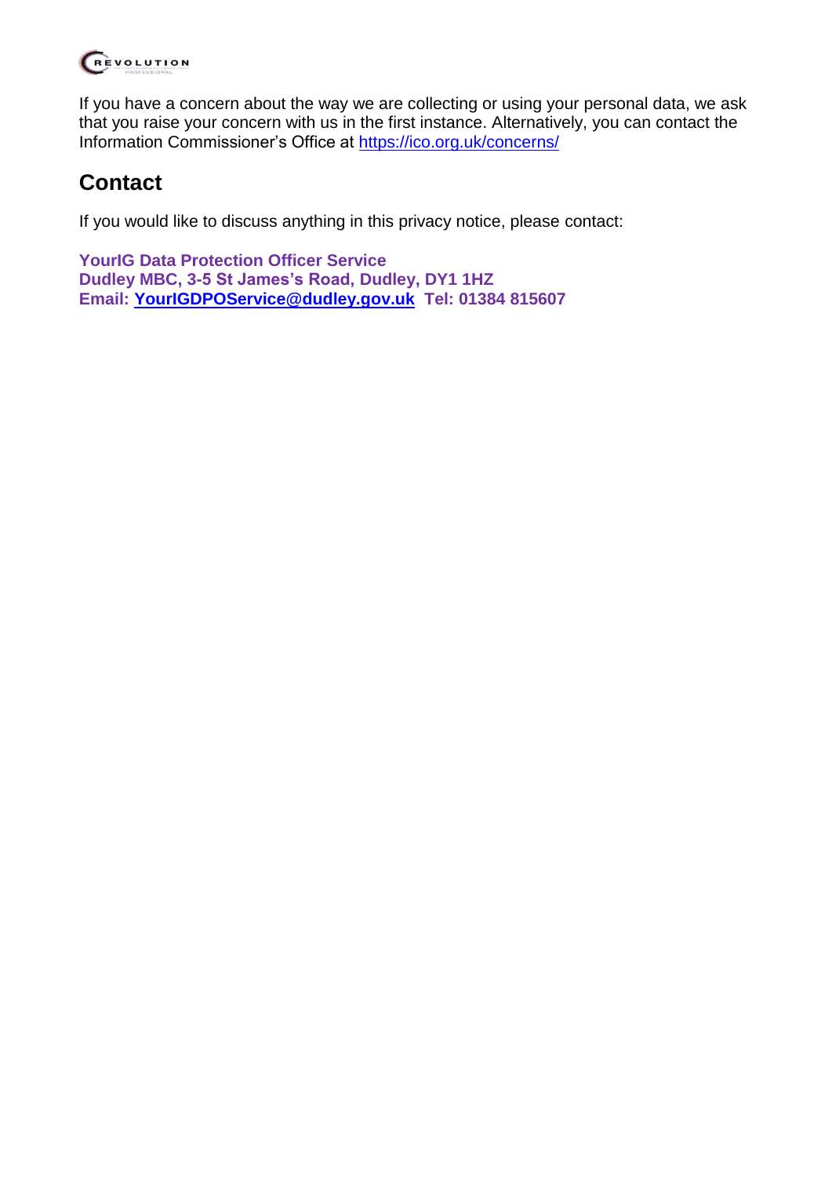If you have a concern about the way we are collecting or using your personal data, we ask that you raise your concern with us in the first instance. Alternatively, you can contact the Information Commissioner's Office at https://ico.org.uk/concerns/

## Contact

If you would like to discuss anything in this privacy notice, please contact:

**YourIG Data Protection Officer Service**
**Dudley MBC, 3-5 St James's Road, Dudley, DY1 1HZ**
**Email: YourIGDPOService@dudley.gov.uk Tel: 01384 815607**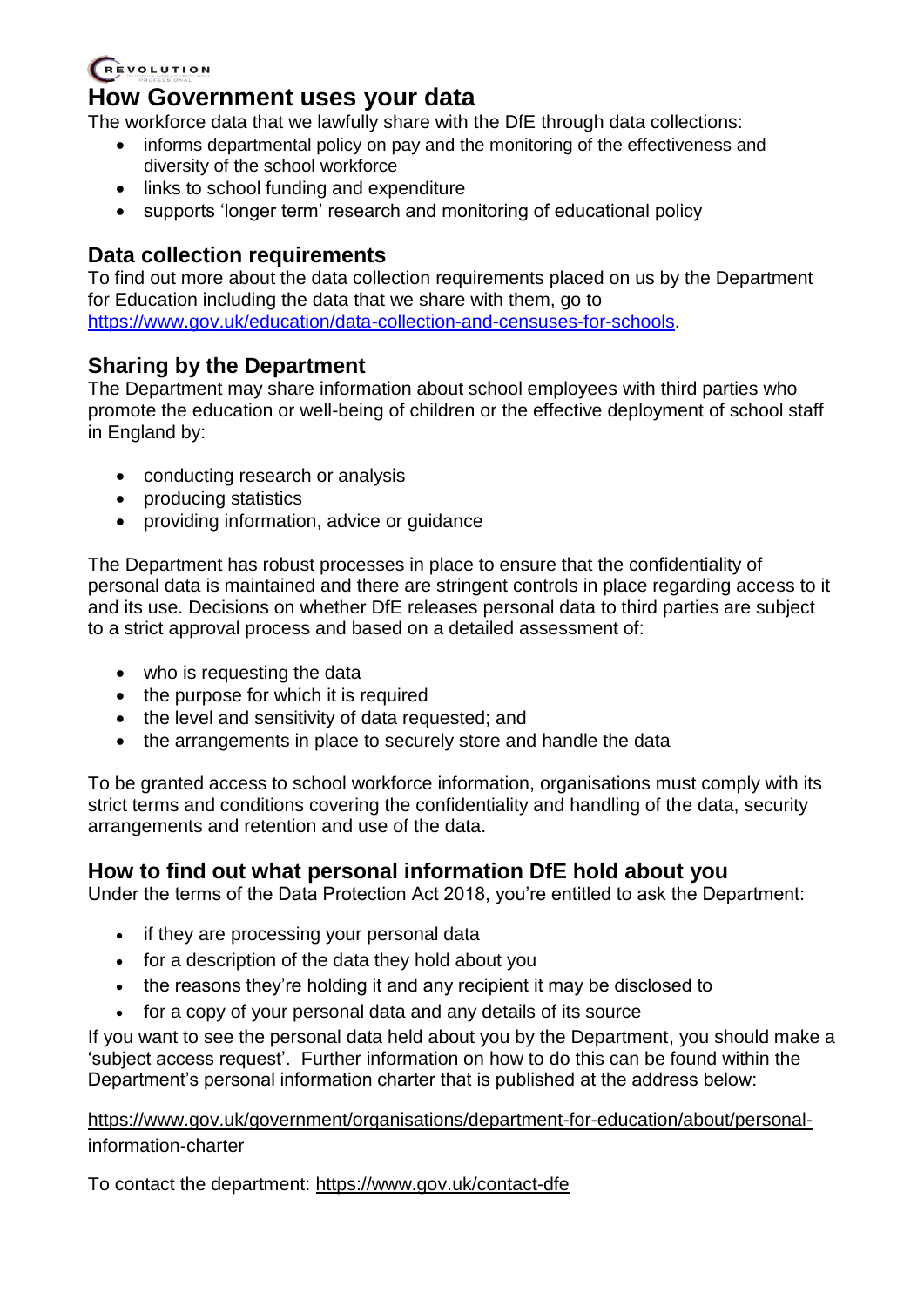## How Government uses your data

The workforce data that we lawfully share with the DfE through data collections:

- informs departmental policy on pay and the monitoring of the effectiveness and diversity of the school workforce
- links to school funding and expenditure
- supports 'longer term' research and monitoring of educational policy

### Data collection requirements

To find out more about the data collection requirements placed on us by the Department for Education including the data that we share with them, go to https://www.gov.uk/education/data-collection-and-censuses-for-schools.

### Sharing by the Department

The Department may share information about school employees with third parties who promote the education or well-being of children or the effective deployment of school staff in England by:

- conducting research or analysis
- producing statistics
- providing information, advice or guidance

The Department has robust processes in place to ensure that the confidentiality of personal data is maintained and there are stringent controls in place regarding access to it and its use. Decisions on whether DfE releases personal data to third parties are subject to a strict approval process and based on a detailed assessment of:

- who is requesting the data
- the purpose for which it is required
- the level and sensitivity of data requested; and
- the arrangements in place to securely store and handle the data

To be granted access to school workforce information, organisations must comply with its strict terms and conditions covering the confidentiality and handling of the data, security arrangements and retention and use of the data.

### How to find out what personal information DfE hold about you

Under the terms of the Data Protection Act 2018, you're entitled to ask the Department:

- if they are processing your personal data
- for a description of the data they hold about you
- the reasons they're holding it and any recipient it may be disclosed to
- for a copy of your personal data and any details of its source

If you want to see the personal data held about you by the Department, you should make a 'subject access request'. Further information on how to do this can be found within the Department's personal information charter that is published at the address below:

https://www.gov.uk/government/organisations/department-for-education/about/personal-information-charter

To contact the department: https://www.gov.uk/contact-dfe